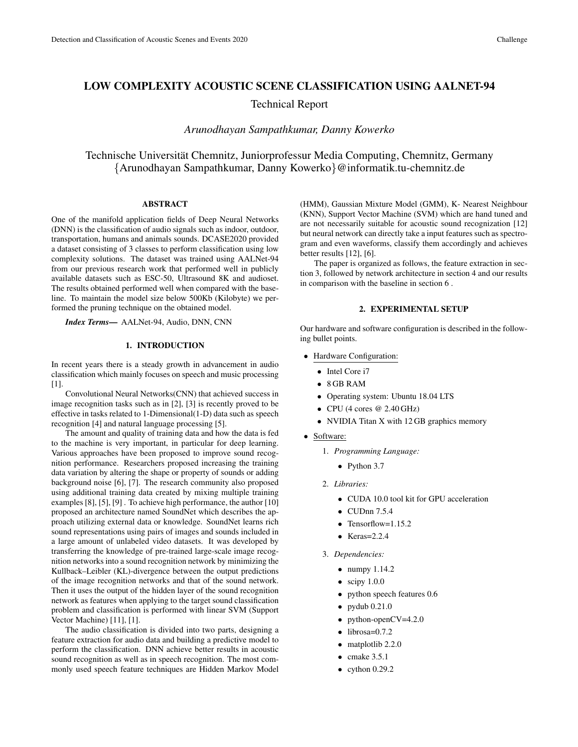# LOW COMPLEXITY ACOUSTIC SCENE CLASSIFICATION USING AALNET-94

Technical Report

*Arunodhayan Sampathkumar, Danny Kowerko*

Technische Universität Chemnitz, Juniorprofessur Media Computing, Chemnitz, Germany
{Arunodhayan Sampathkumar, Danny Kowerko}@informatik.tu-chemnitz.de

## ABSTRACT

One of the manifold application fields of Deep Neural Networks (DNN) is the classification of audio signals such as indoor, outdoor, transportation, humans and animals sounds. DCASE2020 provided a dataset consisting of 3 classes to perform classification using low complexity solutions. The dataset was trained using AALNet-94 from our previous research work that performed well in publicly available datasets such as ESC-50, Ultrasound 8K and audioset. The results obtained performed well when compared with the baseline. To maintain the model size below 500Kb (Kilobyte) we performed the pruning technique on the obtained model.

***Index Terms*—** AALNet-94, Audio, DNN, CNN

## 1. INTRODUCTION

In recent years there is a steady growth in advancement in audio classification which mainly focuses on speech and music processing [1].

Convolutional Neural Networks(CNN) that achieved success in image recognition tasks such as in [2], [3] is recently proved to be effective in tasks related to 1-Dimensional(1-D) data such as speech recognition [4] and natural language processing [5].

The amount and quality of training data and how the data is fed to the machine is very important, in particular for deep learning. Various approaches have been proposed to improve sound recognition performance. Researchers proposed increasing the training data variation by altering the shape or property of sounds or adding background noise [6], [7]. The research community also proposed using additional training data created by mixing multiple training examples [8], [5], [9] . To achieve high performance, the author [10] proposed an architecture named SoundNet which describes the approach utilizing external data or knowledge. SoundNet learns rich sound representations using pairs of images and sounds included in a large amount of unlabeled video datasets. It was developed by transferring the knowledge of pre-trained large-scale image recognition networks into a sound recognition network by minimizing the Kullback–Leibler (KL)-divergence between the output predictions of the image recognition networks and that of the sound network. Then it uses the output of the hidden layer of the sound recognition network as features when applying to the target sound classification problem and classification is performed with linear SVM (Support Vector Machine) [11], [1].

The audio classification is divided into two parts, designing a feature extraction for audio data and building a predictive model to perform the classification. DNN achieve better results in acoustic sound recognition as well as in speech recognition. The most commonly used speech feature techniques are Hidden Markov Model (HMM), Gaussian Mixture Model (GMM), K- Nearest Neighbour (KNN), Support Vector Machine (SVM) which are hand tuned and are not necessarily suitable for acoustic sound recognization [12] but neural network can directly take a input features such as spectrogram and even waveforms, classify them accordingly and achieves better results [12], [6].

The paper is organized as follows, the feature extraction in section 3, followed by network architecture in section 4 and our results in comparison with the baseline in section 6 .

## 2. EXPERIMENTAL SETUP

Our hardware and software configuration is described in the following bullet points.

- Hardware Configuration:
  - Intel Core i7
  - 8 GB RAM
  - Operating system: Ubuntu 18.04 LTS
  - CPU (4 cores @ 2.40 GHz)
  - NVIDIA Titan X with 12 GB graphics memory
- Software:
  1. *Programming Language:*
     - Python 3.7
  2. *Libraries:*
     - CUDA 10.0 tool kit for GPU acceleration
     - CUDnn 7.5.4
     - Tensorflow=1.15.2
     - Keras=2.2.4
  3. *Dependencies:*
     - numpy 1.14.2
     - scipy 1.0.0
     - python speech features 0.6
     - pydub 0.21.0
     - python-openCV=4.2.0
     - librosa=0.7.2
     - matplotlib 2.2.0
     - cmake 3.5.1
     - cython 0.29.2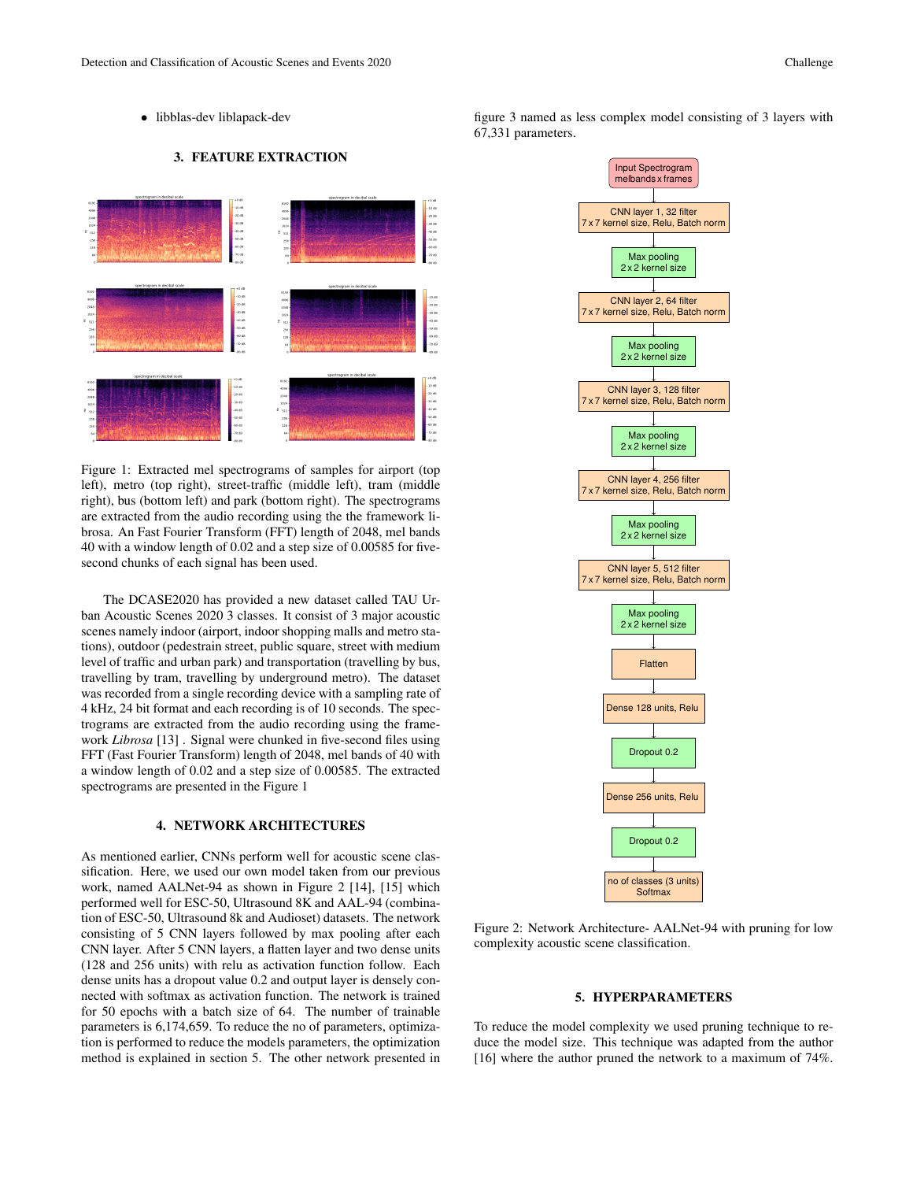- libblas-dev liblapack-dev

## 3. FEATURE EXTRACTION

Figure 1: Extracted mel spectrograms of samples for airport (top left), metro (top right), street-traffic (middle left), tram (middle right), bus (bottom left) and park (bottom right). The spectrograms are extracted from the audio recording using the the framework librosa. An Fast Fourier Transform (FFT) length of 2048, mel bands 40 with a window length of 0.02 and a step size of 0.00585 for five-second chunks of each signal has been used.

The DCASE2020 has provided a new dataset called TAU Urban Acoustic Scenes 2020 3 classes. It consist of 3 major acoustic scenes namely indoor (airport, indoor shopping malls and metro stations), outdoor (pedestrain street, public square, street with medium level of traffic and urban park) and transportation (travelling by bus, travelling by tram, travelling by underground metro). The dataset was recorded from a single recording device with a sampling rate of 4 kHz, 24 bit format and each recording is of 10 seconds. The spectrograms are extracted from the audio recording using the framework *Librosa* [13] . Signal were chunked in five-second files using FFT (Fast Fourier Transform) length of 2048, mel bands of 40 with a window length of 0.02 and a step size of 0.00585. The extracted spectrograms are presented in the Figure 1

## 4. NETWORK ARCHITECTURES

As mentioned earlier, CNNs perform well for acoustic scene classification. Here, we used our own model taken from our previous work, named AALNet-94 as shown in Figure 2 [14], [15] which performed well for ESC-50, Ultrasound 8K and AAL-94 (combination of ESC-50, Ultrasound 8k and Audioset) datasets. The network consisting of 5 CNN layers followed by max pooling after each CNN layer. After 5 CNN layers, a flatten layer and two dense units (128 and 256 units) with relu as activation function follow. Each dense units has a dropout value 0.2 and output layer is densely connected with softmax as activation function. The network is trained for 50 epochs with a batch size of 64. The number of trainable parameters is 6,174,659. To reduce the no of parameters, optimization is performed to reduce the models parameters, the optimization method is explained in section 5. The other network presented in figure 3 named as less complex model consisting of 3 layers with 67,331 parameters.

Input Spectrogram melbands x frames → CNN layer 1, 32 filter 7 x 7 kernel size, Relu, Batch norm → Max pooling 2 x 2 kernel size → CNN layer 2, 64 filter 7 x 7 kernel size, Relu, Batch norm → Max pooling 2 x 2 kernel size → CNN layer 3, 128 filter 7 x 7 kernel size, Relu, Batch norm → Max pooling 2 x 2 kernel size → CNN layer 4, 256 filter 7 x 7 kernel size, Relu, Batch norm → Max pooling 2 x 2 kernel size → CNN layer 5, 512 filter 7 x 7 kernel size, Relu, Batch norm → Max pooling 2 x 2 kernel size → Flatten → Dense 128 units, Relu → Dropout 0.2 → Dense 256 units, Relu → Dropout 0.2 → no of classes (3 units) Softmax

Figure 2: Network Architecture- AALNet-94 with pruning for low complexity acoustic scene classification.

## 5. HYPERPARAMETERS

To reduce the model complexity we used pruning technique to reduce the model size. This technique was adapted from the author [16] where the author pruned the network to a maximum of 74%.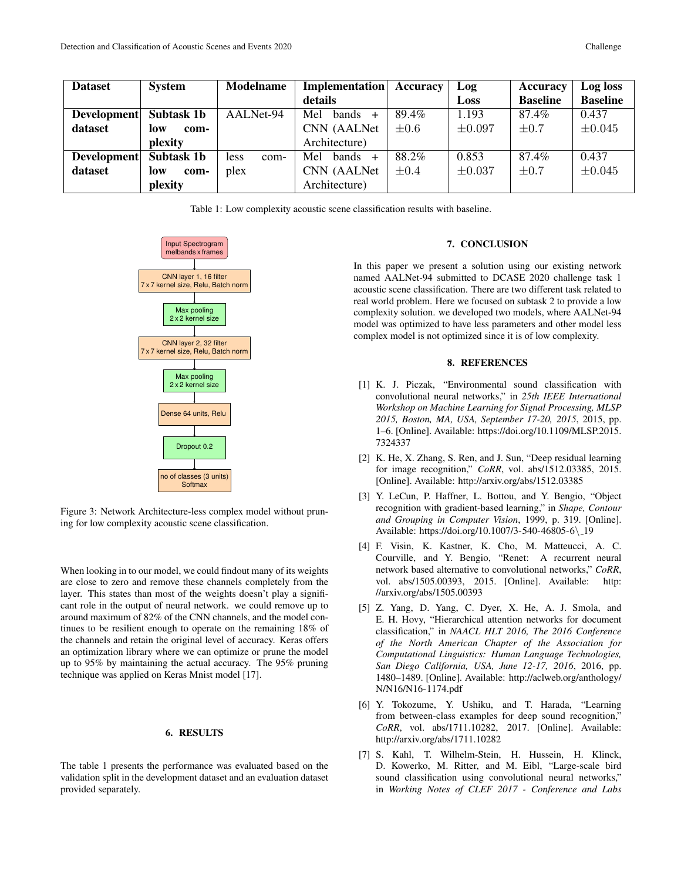| Dataset | System | Modelname | Implementation details | Accuracy | Log Loss | Accuracy Baseline | Log loss Baseline |
|---|---|---|---|---|---|---|---|
| **Development dataset** | **Subtask 1b low complexity** | AALNet-94 | Mel bands + CNN (AALNet Architecture) | 89.4% $\pm 0.6$ | 1.193 $\pm 0.097$ | 87.4% $\pm 0.7$ | 0.437 $\pm 0.045$ |
| **Development dataset** | **Subtask 1b low complexity** | less complex | Mel bands + CNN (AALNet Architecture) | 88.2% $\pm 0.4$ | 0.853 $\pm 0.037$ | 87.4% $\pm 0.7$ | 0.437 $\pm 0.045$ |

Table 1: Low complexity acoustic scene classification results with baseline.

Input Spectrogram melbands x frames → CNN layer 1, 16 filter 7 x 7 kernel size, Relu, Batch norm → Max pooling 2 x 2 kernel size → CNN layer 2, 32 filter 7 x 7 kernel size, Relu, Batch norm → Max pooling 2 x 2 kernel size → Dense 64 units, Relu → Dropout 0.2 → no of classes (3 units) Softmax

Figure 3: Network Architecture-less complex model without pruning for low complexity acoustic scene classification.

When looking in to our model, we could findout many of its weights are close to zero and remove these channels completely from the layer. This states than most of the weights doesn't play a significant role in the output of neural network. we could remove up to around maximum of 82% of the CNN channels, and the model continues to be resilient enough to operate on the remaining 18% of the channels and retain the original level of accuracy. Keras offers an optimization library where we can optimize or prune the model up to 95% by maintaining the actual accuracy. The 95% pruning technique was applied on Keras Mnist model [17].

## 6. RESULTS

The table 1 presents the performance was evaluated based on the validation split in the development dataset and an evaluation dataset provided separately.

## 7. CONCLUSION

In this paper we present a solution using our existing network named AALNet-94 submitted to DCASE 2020 challenge task 1 acoustic scene classification. There are two different task related to real world problem. Here we focused on subtask 2 to provide a low complexity solution. we developed two models, where AALNet-94 model was optimized to have less parameters and other model less complex model is not optimized since it is of low complexity.

## 8. REFERENCES

[1] K. J. Piczak, "Environmental sound classification with convolutional neural networks," in *25th IEEE International Workshop on Machine Learning for Signal Processing, MLSP 2015, Boston, MA, USA, September 17-20, 2015*, 2015, pp. 1–6. [Online]. Available: https://doi.org/10.1109/MLSP.2015.7324337

[2] K. He, X. Zhang, S. Ren, and J. Sun, "Deep residual learning for image recognition," *CoRR*, vol. abs/1512.03385, 2015. [Online]. Available: http://arxiv.org/abs/1512.03385

[3] Y. LeCun, P. Haffner, L. Bottou, and Y. Bengio, "Object recognition with gradient-based learning," in *Shape, Contour and Grouping in Computer Vision*, 1999, p. 319. [Online]. Available: https://doi.org/10.1007/3-540-46805-6\_19

[4] F. Visin, K. Kastner, K. Cho, M. Matteucci, A. C. Courville, and Y. Bengio, "Renet: A recurrent neural network based alternative to convolutional networks," *CoRR*, vol. abs/1505.00393, 2015. [Online]. Available: http://arxiv.org/abs/1505.00393

[5] Z. Yang, D. Yang, C. Dyer, X. He, A. J. Smola, and E. H. Hovy, "Hierarchical attention networks for document classification," in *NAACL HLT 2016, The 2016 Conference of the North American Chapter of the Association for Computational Linguistics: Human Language Technologies, San Diego California, USA, June 12-17, 2016*, 2016, pp. 1480–1489. [Online]. Available: http://aclweb.org/anthology/N/N16/N16-1174.pdf

[6] Y. Tokozume, Y. Ushiku, and T. Harada, "Learning from between-class examples for deep sound recognition," *CoRR*, vol. abs/1711.10282, 2017. [Online]. Available: http://arxiv.org/abs/1711.10282

[7] S. Kahl, T. Wilhelm-Stein, H. Hussein, H. Klinck, D. Kowerko, M. Ritter, and M. Eibl, "Large-scale bird sound classification using convolutional neural networks," in *Working Notes of CLEF 2017 - Conference and Labs*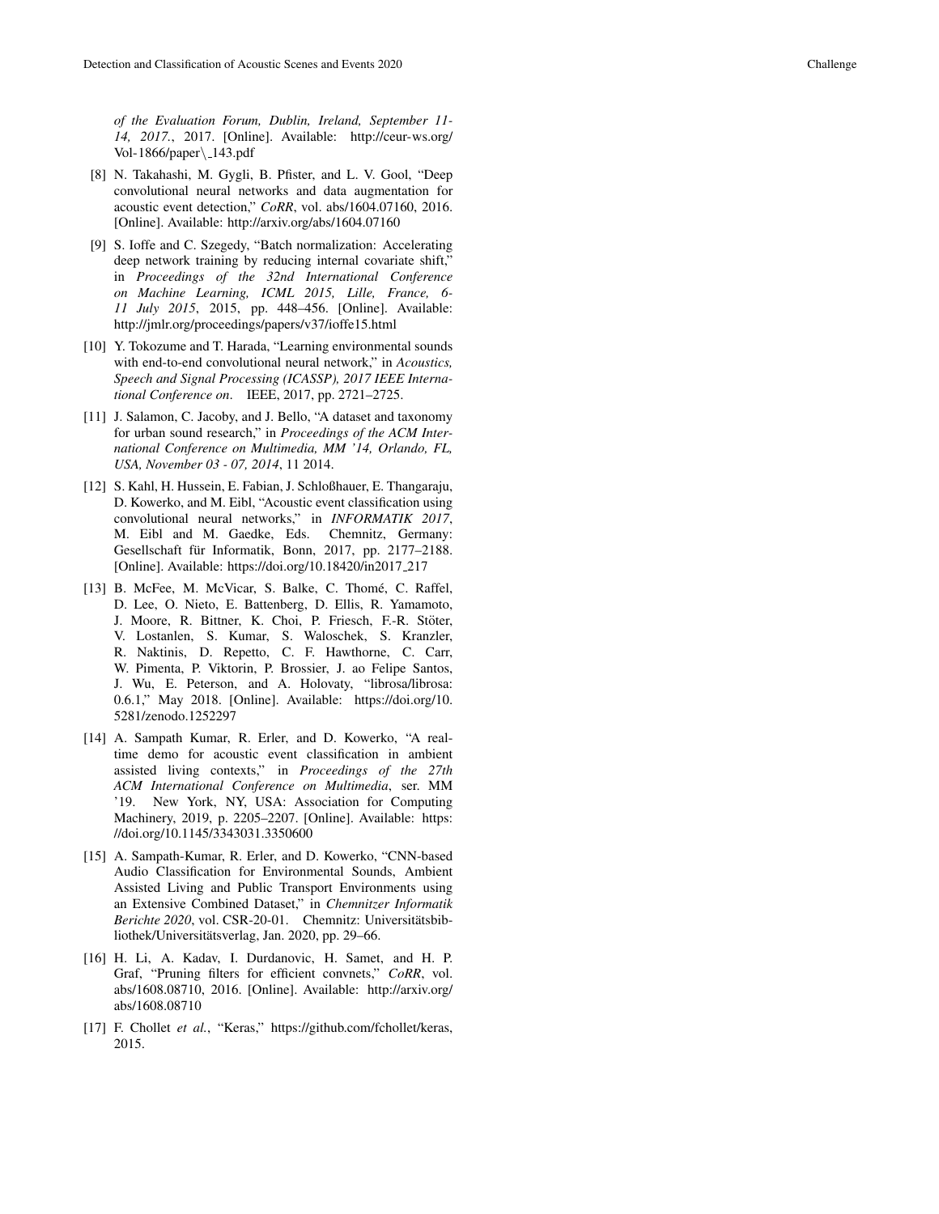*of the Evaluation Forum, Dublin, Ireland, September 11-14, 2017.*, 2017. [Online]. Available: http://ceur-ws.org/Vol-1866/paper\_143.pdf

[8] N. Takahashi, M. Gygli, B. Pfister, and L. V. Gool, "Deep convolutional neural networks and data augmentation for acoustic event detection," *CoRR*, vol. abs/1604.07160, 2016. [Online]. Available: http://arxiv.org/abs/1604.07160

[9] S. Ioffe and C. Szegedy, "Batch normalization: Accelerating deep network training by reducing internal covariate shift," in *Proceedings of the 32nd International Conference on Machine Learning, ICML 2015, Lille, France, 6-11 July 2015*, 2015, pp. 448–456. [Online]. Available: http://jmlr.org/proceedings/papers/v37/ioffe15.html

[10] Y. Tokozume and T. Harada, "Learning environmental sounds with end-to-end convolutional neural network," in *Acoustics, Speech and Signal Processing (ICASSP), 2017 IEEE International Conference on*. IEEE, 2017, pp. 2721–2725.

[11] J. Salamon, C. Jacoby, and J. Bello, "A dataset and taxonomy for urban sound research," in *Proceedings of the ACM International Conference on Multimedia, MM '14, Orlando, FL, USA, November 03 - 07, 2014*, 11 2014.

[12] S. Kahl, H. Hussein, E. Fabian, J. Schloßhauer, E. Thangaraju, D. Kowerko, and M. Eibl, "Acoustic event classification using convolutional neural networks," in *INFORMATIK 2017*, M. Eibl and M. Gaedke, Eds. Chemnitz, Germany: Gesellschaft für Informatik, Bonn, 2017, pp. 2177–2188. [Online]. Available: https://doi.org/10.18420/in2017_217

[13] B. McFee, M. McVicar, S. Balke, C. Thomé, C. Raffel, D. Lee, O. Nieto, E. Battenberg, D. Ellis, R. Yamamoto, J. Moore, R. Bittner, K. Choi, P. Friesch, F.-R. Stöter, V. Lostanlen, S. Kumar, S. Waloschek, S. Kranzler, R. Naktinis, D. Repetto, C. F. Hawthorne, C. Carr, W. Pimenta, P. Viktorin, P. Brossier, J. ao Felipe Santos, J. Wu, E. Peterson, and A. Holovaty, "librosa/librosa: 0.6.1," May 2018. [Online]. Available: https://doi.org/10.5281/zenodo.1252297

[14] A. Sampath Kumar, R. Erler, and D. Kowerko, "A real-time demo for acoustic event classification in ambient assisted living contexts," in *Proceedings of the 27th ACM International Conference on Multimedia*, ser. MM '19. New York, NY, USA: Association for Computing Machinery, 2019, p. 2205–2207. [Online]. Available: https://doi.org/10.1145/3343031.3350600

[15] A. Sampath-Kumar, R. Erler, and D. Kowerko, "CNN-based Audio Classification for Environmental Sounds, Ambient Assisted Living and Public Transport Environments using an Extensive Combined Dataset," in *Chemnitzer Informatik Berichte 2020*, vol. CSR-20-01. Chemnitz: Universitätsbibliothek/Universitätsverlag, Jan. 2020, pp. 29–66.

[16] H. Li, A. Kadav, I. Durdanovic, H. Samet, and H. P. Graf, "Pruning filters for efficient convnets," *CoRR*, vol. abs/1608.08710, 2016. [Online]. Available: http://arxiv.org/abs/1608.08710

[17] F. Chollet *et al.*, "Keras," https://github.com/fchollet/keras, 2015.